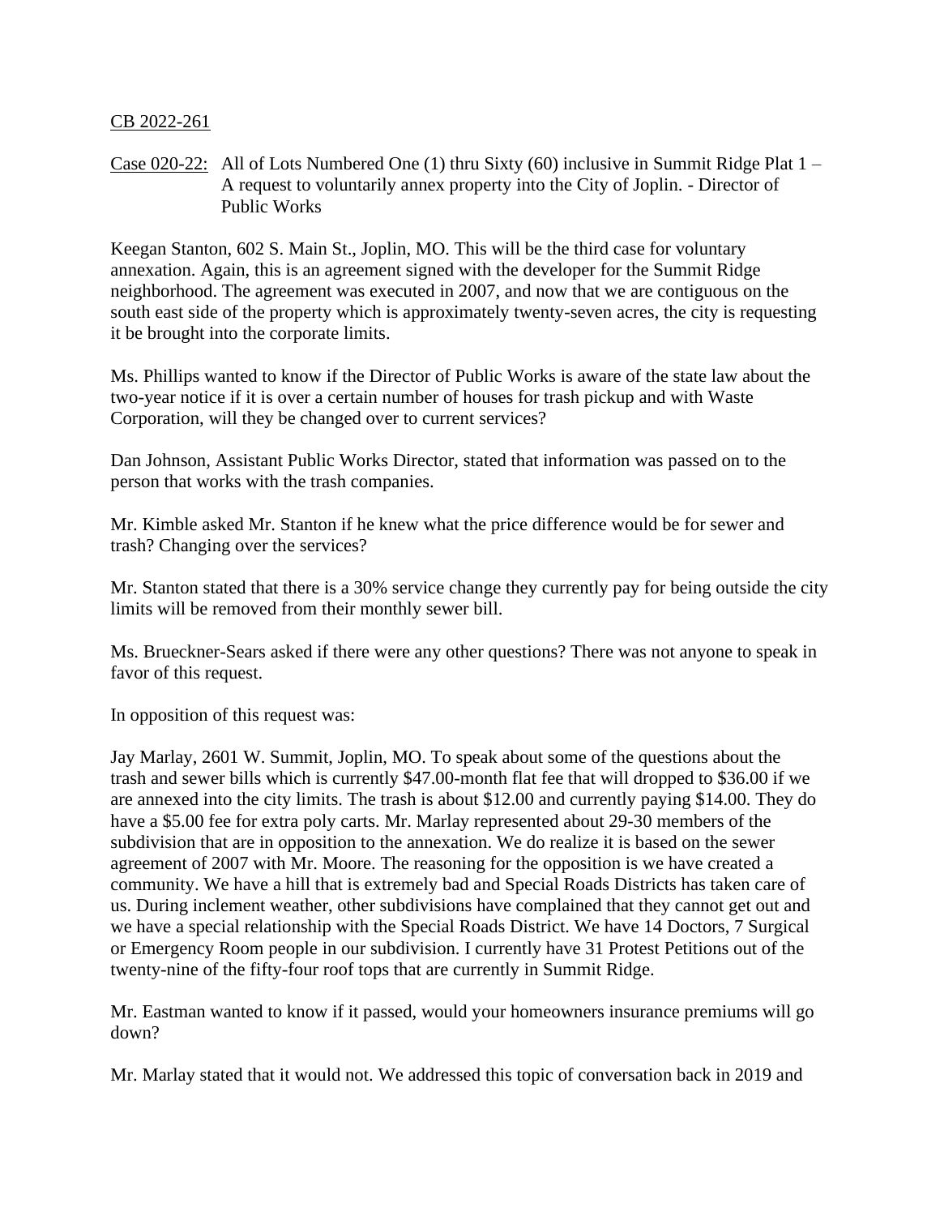<u>CB 2022-261</u>

<u>Case 020-22:</u> All of Lots Numbered One (1) thru Sixty (60) inclusive in Summit Ridge Plat 1 – A request to voluntarily annex property into the City of Joplin. - Director of Public Works

Keegan Stanton, 602 S. Main St., Joplin, MO. This will be the third case for voluntary annexation. Again, this is an agreement signed with the developer for the Summit Ridge neighborhood. The agreement was executed in 2007, and now that we are contiguous on the south east side of the property which is approximately twenty-seven acres, the city is requesting it be brought into the corporate limits.

Ms. Phillips wanted to know if the Director of Public Works is aware of the state law about the two-year notice if it is over a certain number of houses for trash pickup and with Waste Corporation, will they be changed over to current services?

Dan Johnson, Assistant Public Works Director, stated that information was passed on to the person that works with the trash companies.

Mr. Kimble asked Mr. Stanton if he knew what the price difference would be for sewer and trash? Changing over the services?

Mr. Stanton stated that there is a 30% service change they currently pay for being outside the city limits will be removed from their monthly sewer bill.

Ms. Brueckner-Sears asked if there were any other questions? There was not anyone to speak in favor of this request.

In opposition of this request was:

Jay Marlay, 2601 W. Summit, Joplin, MO. To speak about some of the questions about the trash and sewer bills which is currently $47.00-month flat fee that will dropped to $36.00 if we are annexed into the city limits. The trash is about $12.00 and currently paying $14.00. They do have a $5.00 fee for extra poly carts. Mr. Marlay represented about 29-30 members of the subdivision that are in opposition to the annexation. We do realize it is based on the sewer agreement of 2007 with Mr. Moore. The reasoning for the opposition is we have created a community. We have a hill that is extremely bad and Special Roads Districts has taken care of us. During inclement weather, other subdivisions have complained that they cannot get out and we have a special relationship with the Special Roads District. We have 14 Doctors, 7 Surgical or Emergency Room people in our subdivision. I currently have 31 Protest Petitions out of the twenty-nine of the fifty-four roof tops that are currently in Summit Ridge.

Mr. Eastman wanted to know if it passed, would your homeowners insurance premiums will go down?

Mr. Marlay stated that it would not. We addressed this topic of conversation back in 2019 and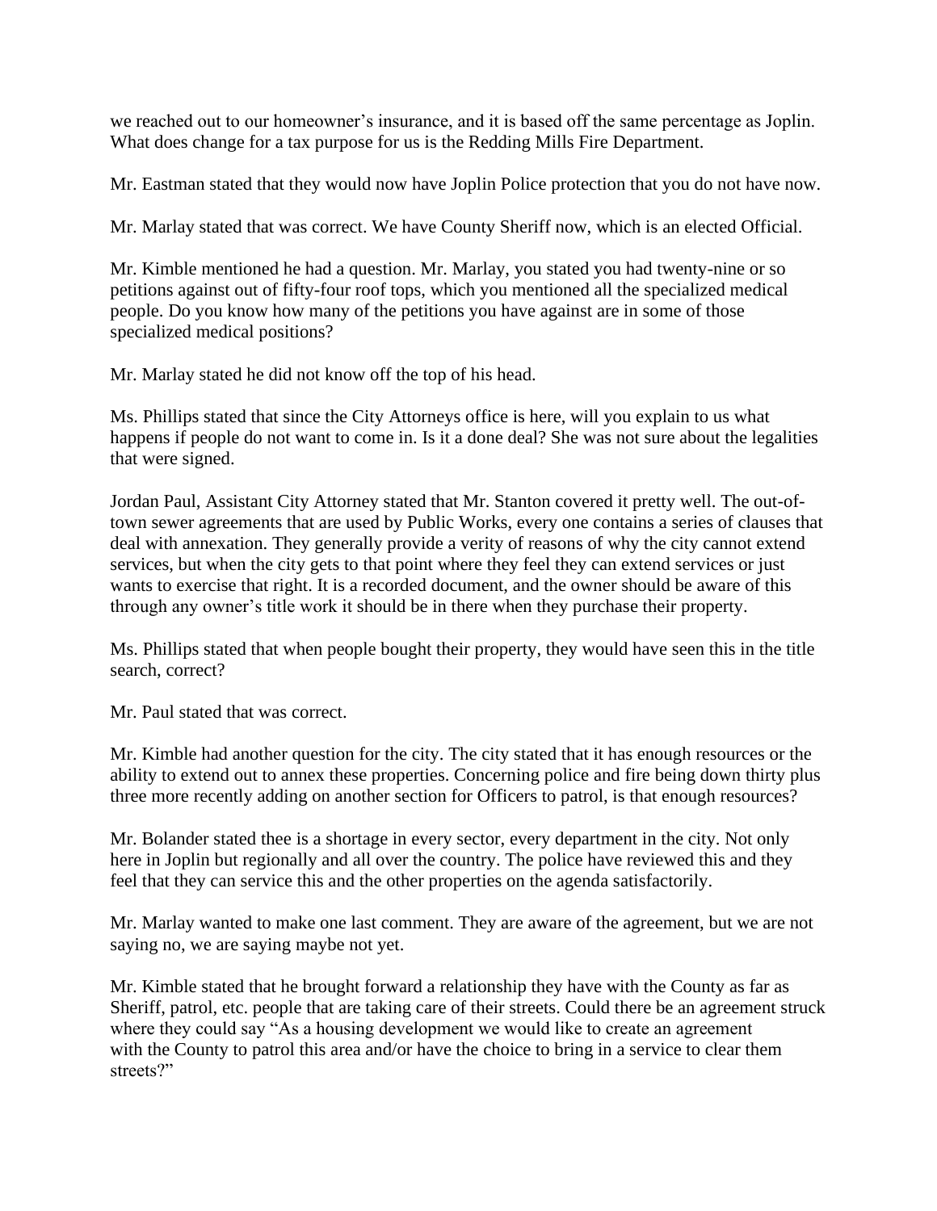we reached out to our homeowner's insurance, and it is based off the same percentage as Joplin. What does change for a tax purpose for us is the Redding Mills Fire Department.

Mr. Eastman stated that they would now have Joplin Police protection that you do not have now.

Mr. Marlay stated that was correct. We have County Sheriff now, which is an elected Official.

Mr. Kimble mentioned he had a question. Mr. Marlay, you stated you had twenty-nine or so petitions against out of fifty-four roof tops, which you mentioned all the specialized medical people. Do you know how many of the petitions you have against are in some of those specialized medical positions?

Mr. Marlay stated he did not know off the top of his head.

Ms. Phillips stated that since the City Attorneys office is here, will you explain to us what happens if people do not want to come in. Is it a done deal? She was not sure about the legalities that were signed.

Jordan Paul, Assistant City Attorney stated that Mr. Stanton covered it pretty well. The out-of-town sewer agreements that are used by Public Works, every one contains a series of clauses that deal with annexation. They generally provide a verity of reasons of why the city cannot extend services, but when the city gets to that point where they feel they can extend services or just wants to exercise that right. It is a recorded document, and the owner should be aware of this through any owner's title work it should be in there when they purchase their property.

Ms. Phillips stated that when people bought their property, they would have seen this in the title search, correct?

Mr. Paul stated that was correct.

Mr. Kimble had another question for the city. The city stated that it has enough resources or the ability to extend out to annex these properties. Concerning police and fire being down thirty plus three more recently adding on another section for Officers to patrol, is that enough resources?

Mr. Bolander stated thee is a shortage in every sector, every department in the city. Not only here in Joplin but regionally and all over the country. The police have reviewed this and they feel that they can service this and the other properties on the agenda satisfactorily.

Mr. Marlay wanted to make one last comment. They are aware of the agreement, but we are not saying no, we are saying maybe not yet.

Mr. Kimble stated that he brought forward a relationship they have with the County as far as Sheriff, patrol, etc. people that are taking care of their streets. Could there be an agreement struck where they could say "As a housing development we would like to create an agreement with the County to patrol this area and/or have the choice to bring in a service to clear them streets?"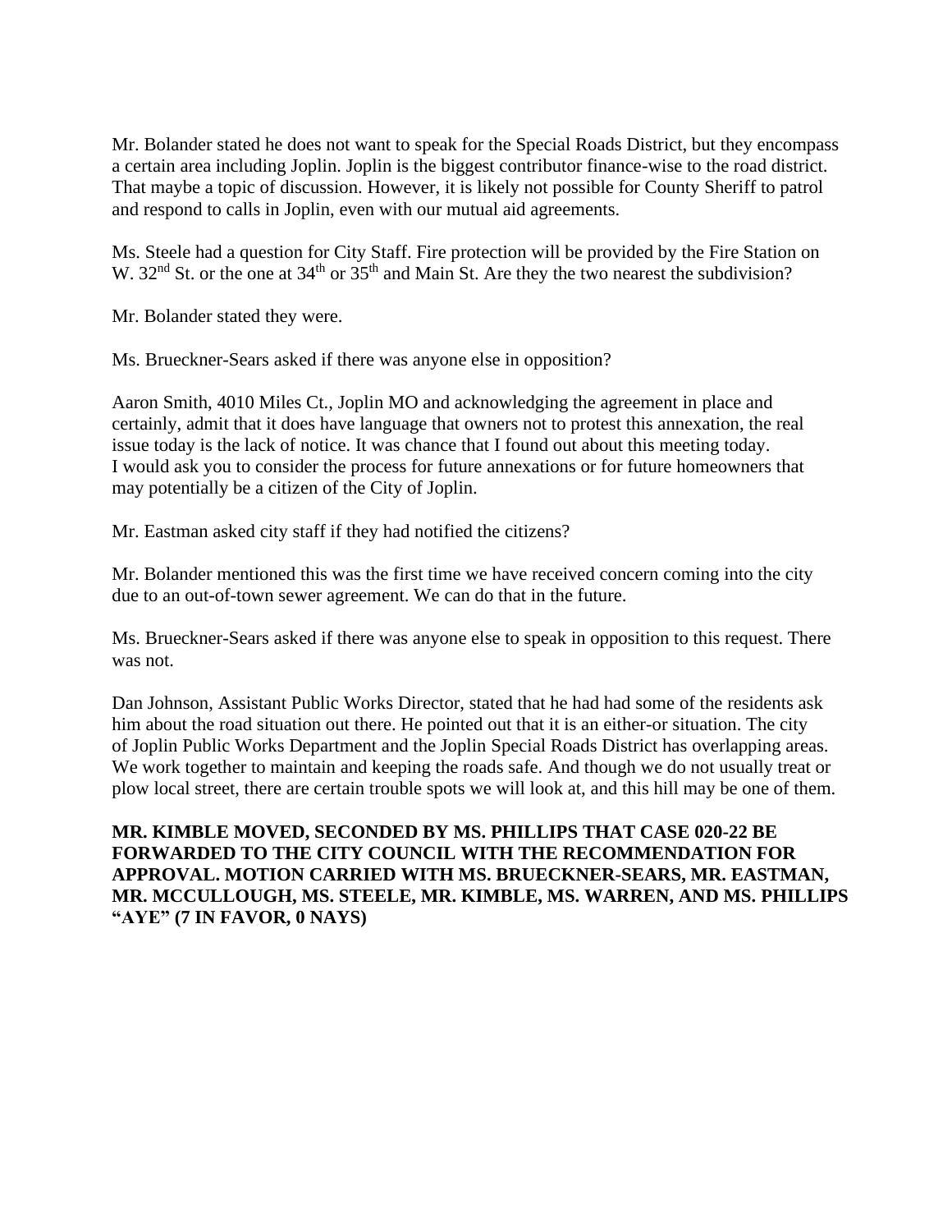Mr. Bolander stated he does not want to speak for the Special Roads District, but they encompass a certain area including Joplin. Joplin is the biggest contributor finance-wise to the road district. That maybe a topic of discussion. However, it is likely not possible for County Sheriff to patrol and respond to calls in Joplin, even with our mutual aid agreements.

Ms. Steele had a question for City Staff. Fire protection will be provided by the Fire Station on W. 32nd St. or the one at 34th or 35th and Main St. Are they the two nearest the subdivision?

Mr. Bolander stated they were.

Ms. Brueckner-Sears asked if there was anyone else in opposition?

Aaron Smith, 4010 Miles Ct., Joplin MO and acknowledging the agreement in place and certainly, admit that it does have language that owners not to protest this annexation, the real issue today is the lack of notice. It was chance that I found out about this meeting today. I would ask you to consider the process for future annexations or for future homeowners that may potentially be a citizen of the City of Joplin.

Mr. Eastman asked city staff if they had notified the citizens?

Mr. Bolander mentioned this was the first time we have received concern coming into the city due to an out-of-town sewer agreement. We can do that in the future.

Ms. Brueckner-Sears asked if there was anyone else to speak in opposition to this request. There was not.

Dan Johnson, Assistant Public Works Director, stated that he had had some of the residents ask him about the road situation out there. He pointed out that it is an either-or situation. The city of Joplin Public Works Department and the Joplin Special Roads District has overlapping areas. We work together to maintain and keeping the roads safe. And though we do not usually treat or plow local street, there are certain trouble spots we will look at, and this hill may be one of them.

**MR. KIMBLE MOVED, SECONDED BY MS. PHILLIPS THAT CASE 020-22 BE FORWARDED TO THE CITY COUNCIL WITH THE RECOMMENDATION FOR APPROVAL. MOTION CARRIED WITH MS. BRUECKNER-SEARS, MR. EASTMAN, MR. MCCULLOUGH, MS. STEELE, MR. KIMBLE, MS. WARREN, AND MS. PHILLIPS "AYE" (7 IN FAVOR, 0 NAYS)**